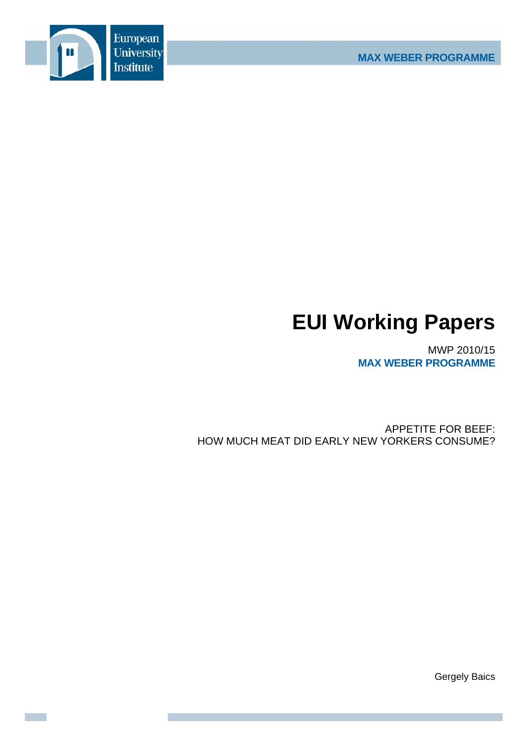European University Institute

MAX WEBER PROGRAMME

# EUI Working Papers

MWP 2010/15
**MAX WEBER PROGRAMME**

APPETITE FOR BEEF:
HOW MUCH MEAT DID EARLY NEW YORKERS CONSUME?

Gergely Baics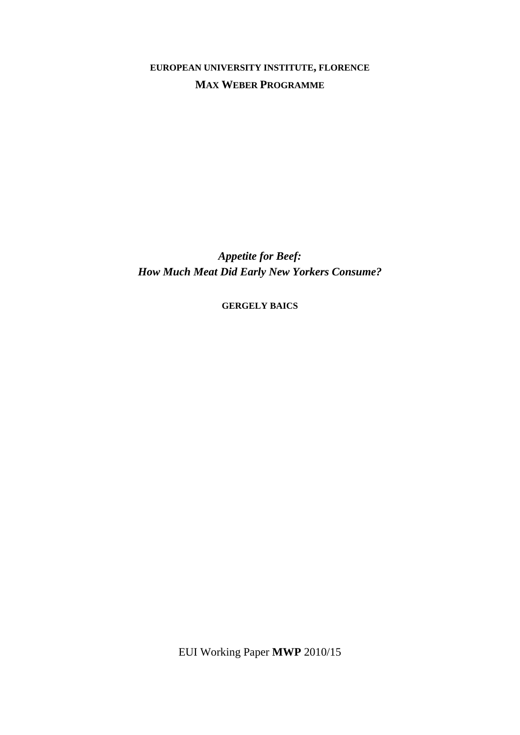**EUROPEAN UNIVERSITY INSTITUTE, FLORENCE**

**MAX WEBER PROGRAMME**

# *Appetite for Beef:*
# *How Much Meat Did Early New Yorkers Consume?*

**GERGELY BAICS**

EUI Working Paper **MWP** 2010/15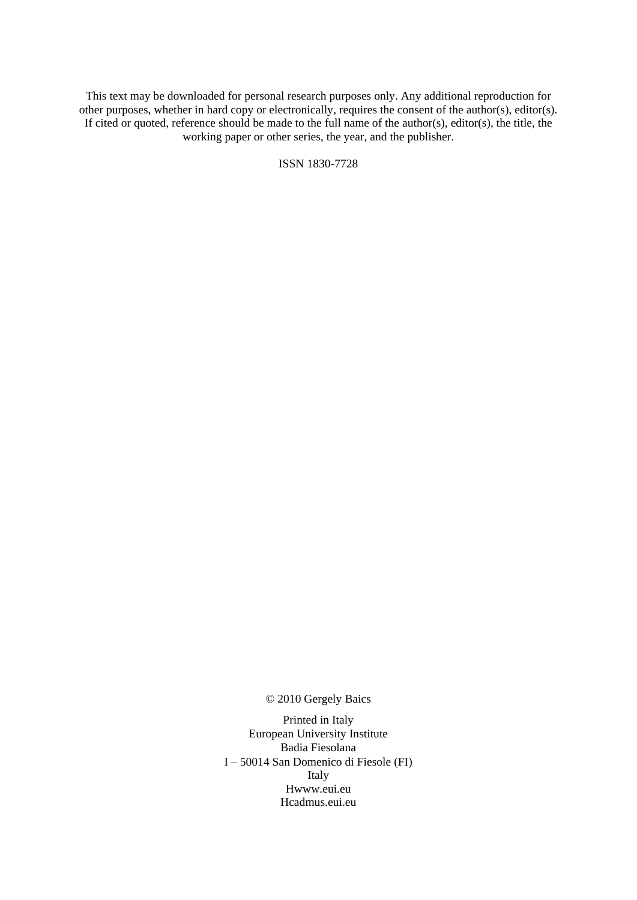This text may be downloaded for personal research purposes only. Any additional reproduction for other purposes, whether in hard copy or electronically, requires the consent of the author(s), editor(s). If cited or quoted, reference should be made to the full name of the author(s), editor(s), the title, the working paper or other series, the year, and the publisher.

ISSN 1830-7728

© 2010 Gergely Baics

Printed in Italy
European University Institute
Badia Fiesolana
I – 50014 San Domenico di Fiesole (FI)
Italy
Hwww.eui.eu
Hcadmus.eui.eu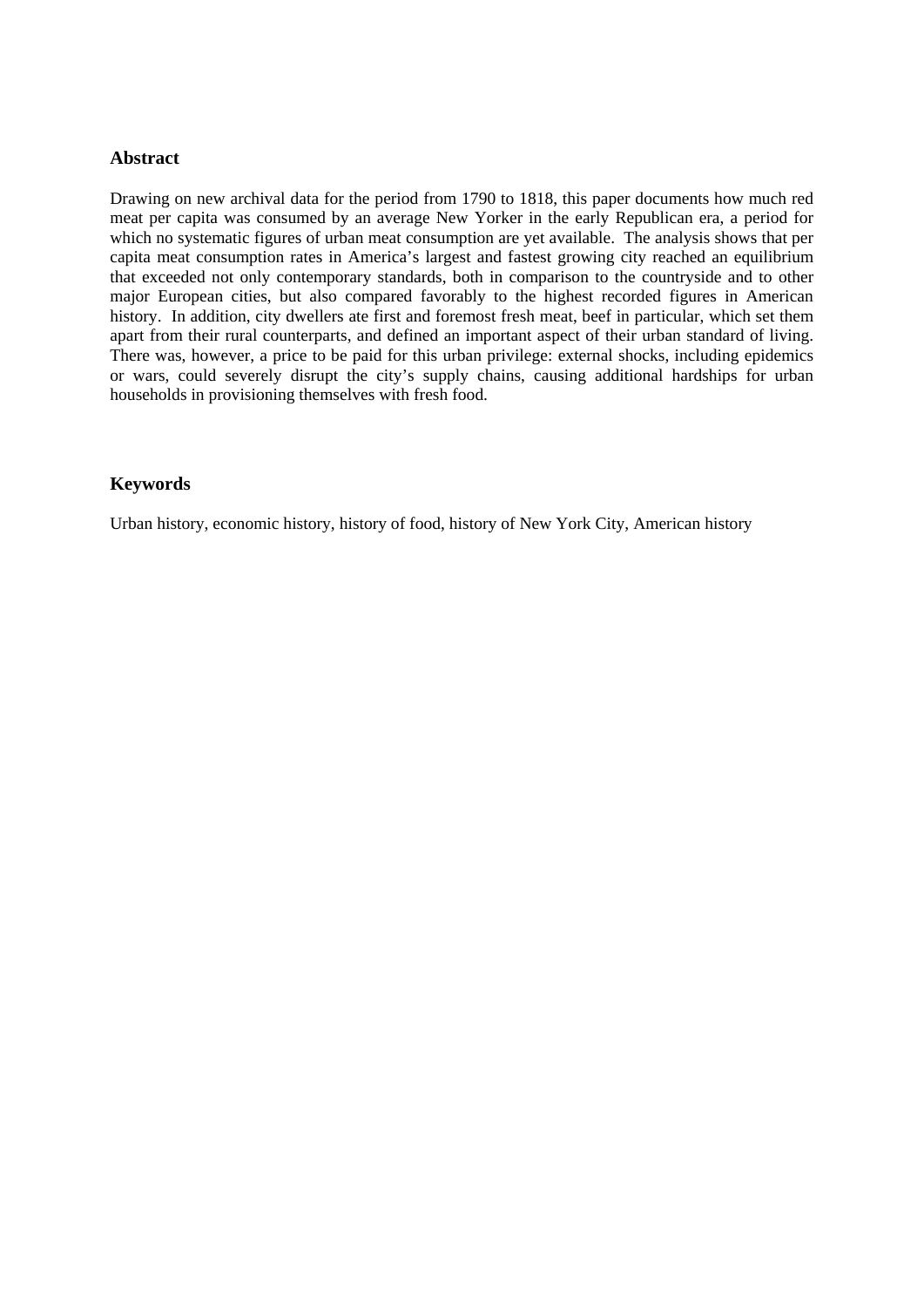## Abstract

Drawing on new archival data for the period from 1790 to 1818, this paper documents how much red meat per capita was consumed by an average New Yorker in the early Republican era, a period for which no systematic figures of urban meat consumption are yet available. The analysis shows that per capita meat consumption rates in America's largest and fastest growing city reached an equilibrium that exceeded not only contemporary standards, both in comparison to the countryside and to other major European cities, but also compared favorably to the highest recorded figures in American history. In addition, city dwellers ate first and foremost fresh meat, beef in particular, which set them apart from their rural counterparts, and defined an important aspect of their urban standard of living. There was, however, a price to be paid for this urban privilege: external shocks, including epidemics or wars, could severely disrupt the city's supply chains, causing additional hardships for urban households in provisioning themselves with fresh food.

## Keywords

Urban history, economic history, history of food, history of New York City, American history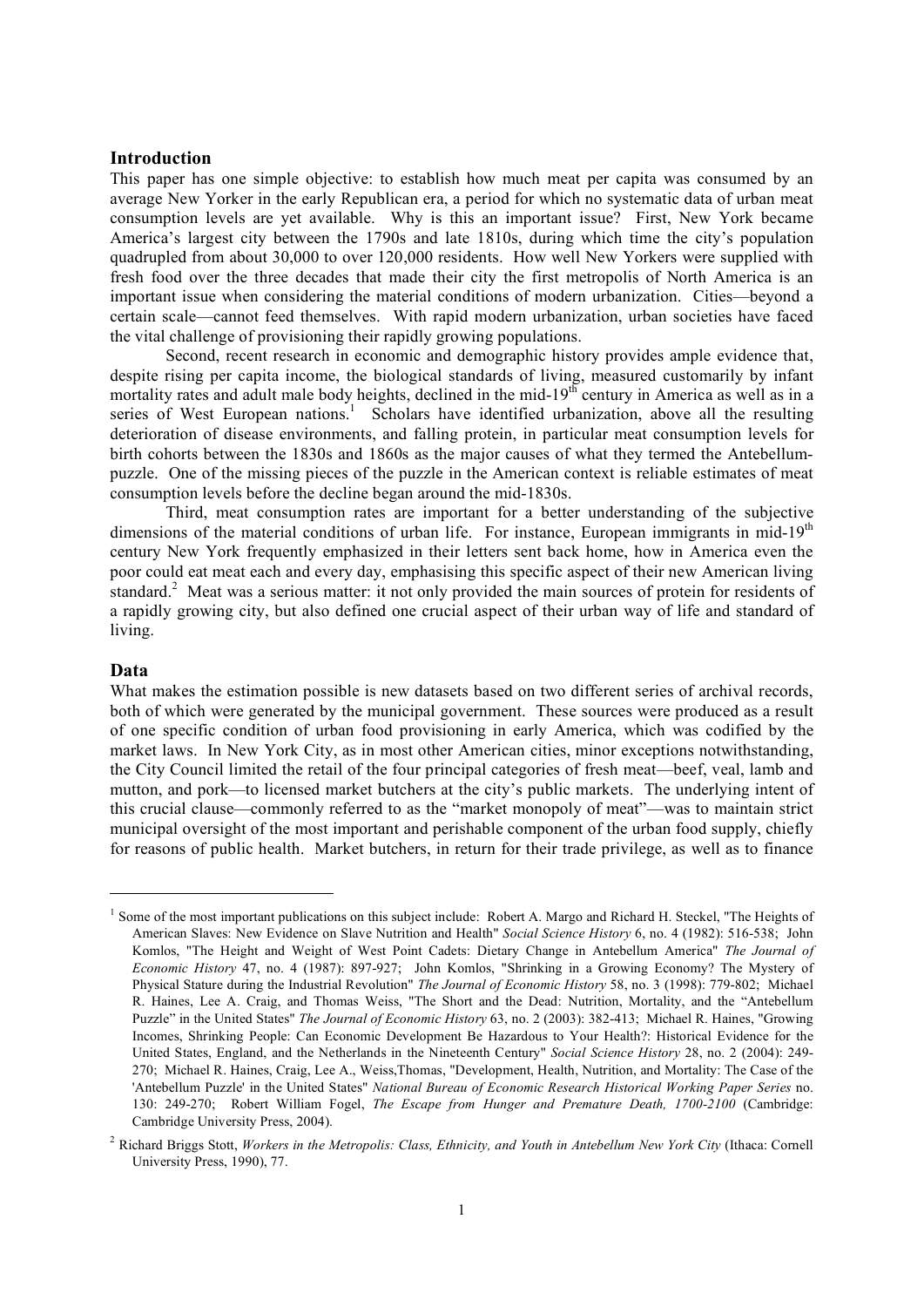## Introduction

This paper has one simple objective: to establish how much meat per capita was consumed by an average New Yorker in the early Republican era, a period for which no systematic data of urban meat consumption levels are yet available. Why is this an important issue? First, New York became America's largest city between the 1790s and late 1810s, during which time the city's population quadrupled from about 30,000 to over 120,000 residents. How well New Yorkers were supplied with fresh food over the three decades that made their city the first metropolis of North America is an important issue when considering the material conditions of modern urbanization. Cities—beyond a certain scale—cannot feed themselves. With rapid modern urbanization, urban societies have faced the vital challenge of provisioning their rapidly growing populations.

Second, recent research in economic and demographic history provides ample evidence that, despite rising per capita income, the biological standards of living, measured customarily by infant mortality rates and adult male body heights, declined in the mid-19th century in America as well as in a series of West European nations.[1] Scholars have identified urbanization, above all the resulting deterioration of disease environments, and falling protein, in particular meat consumption levels for birth cohorts between the 1830s and 1860s as the major causes of what they termed the Antebellum-puzzle. One of the missing pieces of the puzzle in the American context is reliable estimates of meat consumption levels before the decline began around the mid-1830s.

Third, meat consumption rates are important for a better understanding of the subjective dimensions of the material conditions of urban life. For instance, European immigrants in mid-19th century New York frequently emphasized in their letters sent back home, how in America even the poor could eat meat each and every day, emphasising this specific aspect of their new American living standard.[2] Meat was a serious matter: it not only provided the main sources of protein for residents of a rapidly growing city, but also defined one crucial aspect of their urban way of life and standard of living.

## Data

What makes the estimation possible is new datasets based on two different series of archival records, both of which were generated by the municipal government. These sources were produced as a result of one specific condition of urban food provisioning in early America, which was codified by the market laws. In New York City, as in most other American cities, minor exceptions notwithstanding, the City Council limited the retail of the four principal categories of fresh meat—beef, veal, lamb and mutton, and pork—to licensed market butchers at the city's public markets. The underlying intent of this crucial clause—commonly referred to as the "market monopoly of meat"—was to maintain strict municipal oversight of the most important and perishable component of the urban food supply, chiefly for reasons of public health. Market butchers, in return for their trade privilege, as well as to finance

---

[1] Some of the most important publications on this subject include: Robert A. Margo and Richard H. Steckel, "The Heights of American Slaves: New Evidence on Slave Nutrition and Health" *Social Science History* 6, no. 4 (1982): 516-538; John Komlos, "The Height and Weight of West Point Cadets: Dietary Change in Antebellum America" *The Journal of Economic History* 47, no. 4 (1987): 897-927; John Komlos, "Shrinking in a Growing Economy? The Mystery of Physical Stature during the Industrial Revolution" *The Journal of Economic History* 58, no. 3 (1998): 779-802; Michael R. Haines, Lee A. Craig, and Thomas Weiss, "The Short and the Dead: Nutrition, Mortality, and the "Antebellum Puzzle" in the United States" *The Journal of Economic History* 63, no. 2 (2003): 382-413; Michael R. Haines, "Growing Incomes, Shrinking People: Can Economic Development Be Hazardous to Your Health?: Historical Evidence for the United States, England, and the Netherlands in the Nineteenth Century" *Social Science History* 28, no. 2 (2004): 249-270; Michael R. Haines, Craig, Lee A., Weiss,Thomas, "Development, Health, Nutrition, and Mortality: The Case of the 'Antebellum Puzzle' in the United States" *National Bureau of Economic Research Historical Working Paper Series* no. 130: 249-270; Robert William Fogel, *The Escape from Hunger and Premature Death, 1700-2100* (Cambridge: Cambridge University Press, 2004).

[2] Richard Briggs Stott, *Workers in the Metropolis: Class, Ethnicity, and Youth in Antebellum New York City* (Ithaca: Cornell University Press, 1990), 77.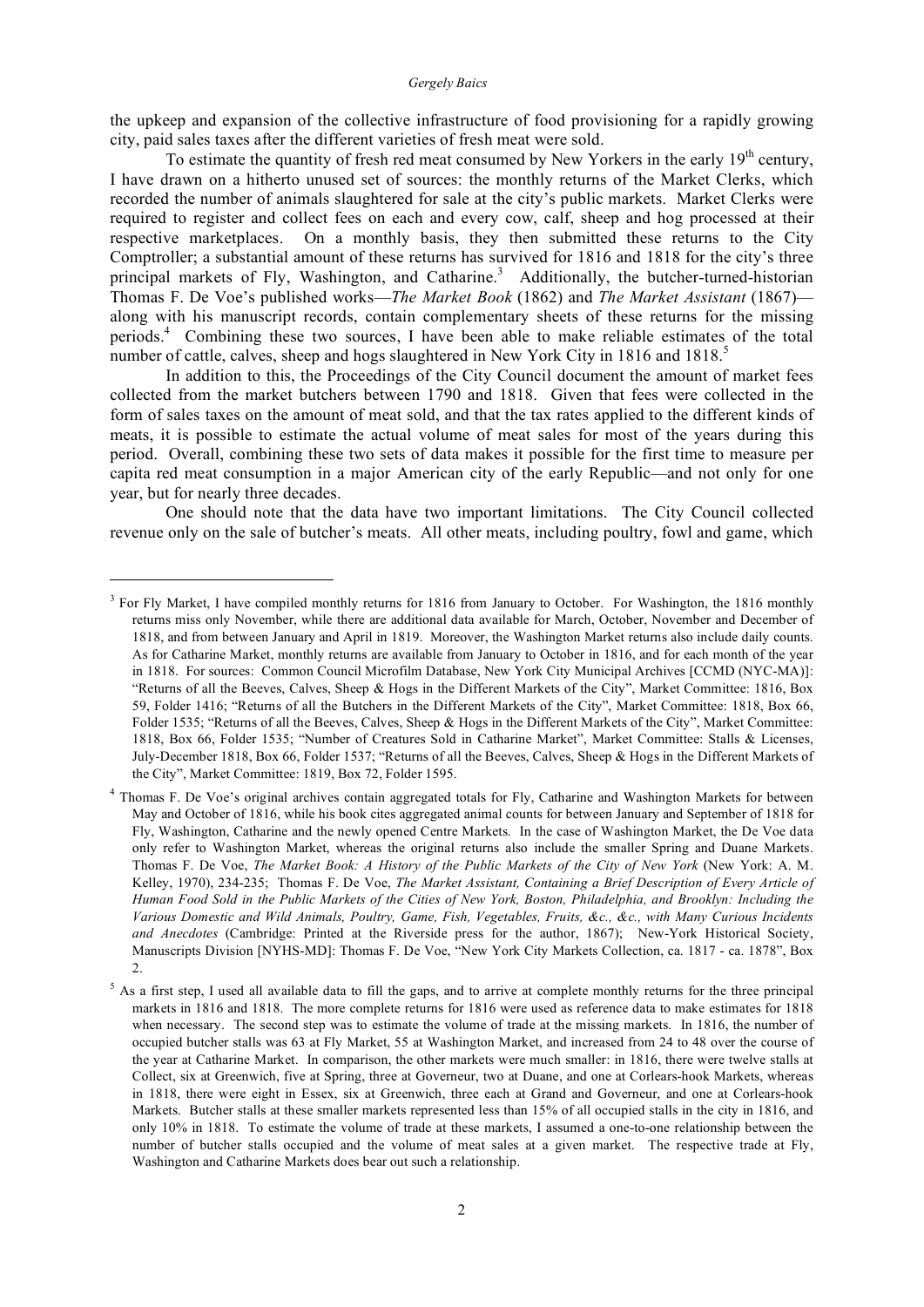the upkeep and expansion of the collective infrastructure of food provisioning for a rapidly growing city, paid sales taxes after the different varieties of fresh meat were sold.

To estimate the quantity of fresh red meat consumed by New Yorkers in the early 19th century, I have drawn on a hitherto unused set of sources: the monthly returns of the Market Clerks, which recorded the number of animals slaughtered for sale at the city's public markets. Market Clerks were required to register and collect fees on each and every cow, calf, sheep and hog processed at their respective marketplaces. On a monthly basis, they then submitted these returns to the City Comptroller; a substantial amount of these returns has survived for 1816 and 1818 for the city's three principal markets of Fly, Washington, and Catharine.[3] Additionally, the butcher-turned-historian Thomas F. De Voe's published works—*The Market Book* (1862) and *The Market Assistant* (1867)—along with his manuscript records, contain complementary sheets of these returns for the missing periods.[4] Combining these two sources, I have been able to make reliable estimates of the total number of cattle, calves, sheep and hogs slaughtered in New York City in 1816 and 1818.[5]

In addition to this, the Proceedings of the City Council document the amount of market fees collected from the market butchers between 1790 and 1818. Given that fees were collected in the form of sales taxes on the amount of meat sold, and that the tax rates applied to the different kinds of meats, it is possible to estimate the actual volume of meat sales for most of the years during this period. Overall, combining these two sets of data makes it possible for the first time to measure per capita red meat consumption in a major American city of the early Republic—and not only for one year, but for nearly three decades.

One should note that the data have two important limitations. The City Council collected revenue only on the sale of butcher's meats. All other meats, including poultry, fowl and game, which

---

[3] For Fly Market, I have compiled monthly returns for 1816 from January to October. For Washington, the 1816 monthly returns miss only November, while there are additional data available for March, October, November and December of 1818, and from between January and April in 1819. Moreover, the Washington Market returns also include daily counts. As for Catharine Market, monthly returns are available from January to October in 1816, and for each month of the year in 1818. For sources: Common Council Microfilm Database, New York City Municipal Archives [CCMD (NYC-MA)]: "Returns of all the Beeves, Calves, Sheep & Hogs in the Different Markets of the City", Market Committee: 1816, Box 59, Folder 1416; "Returns of all the Butchers in the Different Markets of the City", Market Committee: 1818, Box 66, Folder 1535; "Returns of all the Beeves, Calves, Sheep & Hogs in the Different Markets of the City", Market Committee: 1818, Box 66, Folder 1535; "Number of Creatures Sold in Catharine Market", Market Committee: Stalls & Licenses, July-December 1818, Box 66, Folder 1537; "Returns of all the Beeves, Calves, Sheep & Hogs in the Different Markets of the City", Market Committee: 1819, Box 72, Folder 1595.

[4] Thomas F. De Voe's original archives contain aggregated totals for Fly, Catharine and Washington Markets for between May and October of 1816, while his book cites aggregated animal counts for between January and September of 1818 for Fly, Washington, Catharine and the newly opened Centre Markets. In the case of Washington Market, the De Voe data only refer to Washington Market, whereas the original returns also include the smaller Spring and Duane Markets. Thomas F. De Voe, *The Market Book: A History of the Public Markets of the City of New York* (New York: A. M. Kelley, 1970), 234-235; Thomas F. De Voe, *The Market Assistant, Containing a Brief Description of Every Article of Human Food Sold in the Public Markets of the Cities of New York, Boston, Philadelphia, and Brooklyn: Including the Various Domestic and Wild Animals, Poultry, Game, Fish, Vegetables, Fruits, &c., &c., with Many Curious Incidents and Anecdotes* (Cambridge: Printed at the Riverside press for the author, 1867); New-York Historical Society, Manuscripts Division [NYHS-MD]: Thomas F. De Voe, "New York City Markets Collection, ca. 1817 - ca. 1878", Box 2.

[5] As a first step, I used all available data to fill the gaps, and to arrive at complete monthly returns for the three principal markets in 1816 and 1818. The more complete returns for 1816 were used as reference data to make estimates for 1818 when necessary. The second step was to estimate the volume of trade at the missing markets. In 1816, the number of occupied butcher stalls was 63 at Fly Market, 55 at Washington Market, and increased from 24 to 48 over the course of the year at Catharine Market. In comparison, the other markets were much smaller: in 1816, there were twelve stalls at Collect, six at Greenwich, five at Spring, three at Governeur, two at Duane, and one at Corlears-hook Markets, whereas in 1818, there were eight in Essex, six at Greenwich, three each at Grand and Governeur, and one at Corlears-hook Markets. Butcher stalls at these smaller markets represented less than 15% of all occupied stalls in the city in 1816, and only 10% in 1818. To estimate the volume of trade at these markets, I assumed a one-to-one relationship between the number of butcher stalls occupied and the volume of meat sales at a given market. The respective trade at Fly, Washington and Catharine Markets does bear out such a relationship.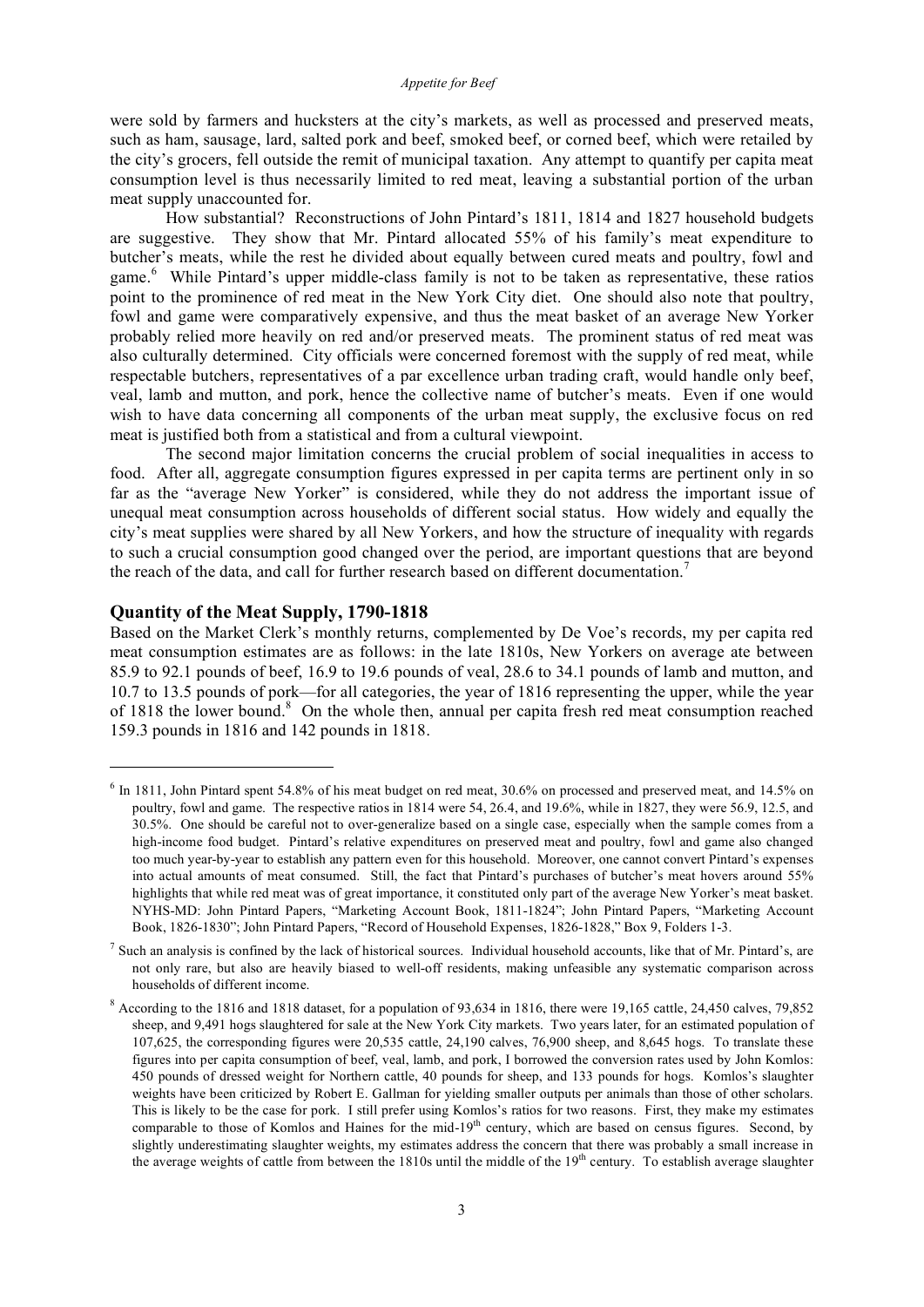were sold by farmers and hucksters at the city's markets, as well as processed and preserved meats, such as ham, sausage, lard, salted pork and beef, smoked beef, or corned beef, which were retailed by the city's grocers, fell outside the remit of municipal taxation. Any attempt to quantify per capita meat consumption level is thus necessarily limited to red meat, leaving a substantial portion of the urban meat supply unaccounted for.

How substantial? Reconstructions of John Pintard's 1811, 1814 and 1827 household budgets are suggestive. They show that Mr. Pintard allocated 55% of his family's meat expenditure to butcher's meats, while the rest he divided about equally between cured meats and poultry, fowl and game.[6] While Pintard's upper middle-class family is not to be taken as representative, these ratios point to the prominence of red meat in the New York City diet. One should also note that poultry, fowl and game were comparatively expensive, and thus the meat basket of an average New Yorker probably relied more heavily on red and/or preserved meats. The prominent status of red meat was also culturally determined. City officials were concerned foremost with the supply of red meat, while respectable butchers, representatives of a par excellence urban trading craft, would handle only beef, veal, lamb and mutton, and pork, hence the collective name of butcher's meats. Even if one would wish to have data concerning all components of the urban meat supply, the exclusive focus on red meat is justified both from a statistical and from a cultural viewpoint.

The second major limitation concerns the crucial problem of social inequalities in access to food. After all, aggregate consumption figures expressed in per capita terms are pertinent only in so far as the "average New Yorker" is considered, while they do not address the important issue of unequal meat consumption across households of different social status. How widely and equally the city's meat supplies were shared by all New Yorkers, and how the structure of inequality with regards to such a crucial consumption good changed over the period, are important questions that are beyond the reach of the data, and call for further research based on different documentation.[7]

## Quantity of the Meat Supply, 1790-1818

Based on the Market Clerk's monthly returns, complemented by De Voe's records, my per capita red meat consumption estimates are as follows: in the late 1810s, New Yorkers on average ate between 85.9 to 92.1 pounds of beef, 16.9 to 19.6 pounds of veal, 28.6 to 34.1 pounds of lamb and mutton, and 10.7 to 13.5 pounds of pork—for all categories, the year of 1816 representing the upper, while the year of 1818 the lower bound.[8] On the whole then, annual per capita fresh red meat consumption reached 159.3 pounds in 1816 and 142 pounds in 1818.

---

[6] In 1811, John Pintard spent 54.8% of his meat budget on red meat, 30.6% on processed and preserved meat, and 14.5% on poultry, fowl and game. The respective ratios in 1814 were 54, 26.4, and 19.6%, while in 1827, they were 56.9, 12.5, and 30.5%. One should be careful not to over-generalize based on a single case, especially when the sample comes from a high-income food budget. Pintard's relative expenditures on preserved meat and poultry, fowl and game also changed too much year-by-year to establish any pattern even for this household. Moreover, one cannot convert Pintard's expenses into actual amounts of meat consumed. Still, the fact that Pintard's purchases of butcher's meat hovers around 55% highlights that while red meat was of great importance, it constituted only part of the average New Yorker's meat basket. NYHS-MD: John Pintard Papers, "Marketing Account Book, 1811-1824"; John Pintard Papers, "Marketing Account Book, 1826-1830"; John Pintard Papers, "Record of Household Expenses, 1826-1828," Box 9, Folders 1-3.

[7] Such an analysis is confined by the lack of historical sources. Individual household accounts, like that of Mr. Pintard's, are not only rare, but also are heavily biased to well-off residents, making unfeasible any systematic comparison across households of different income.

[8] According to the 1816 and 1818 dataset, for a population of 93,634 in 1816, there were 19,165 cattle, 24,450 calves, 79,852 sheep, and 9,491 hogs slaughtered for sale at the New York City markets. Two years later, for an estimated population of 107,625, the corresponding figures were 20,535 cattle, 24,190 calves, 76,900 sheep, and 8,645 hogs. To translate these figures into per capita consumption of beef, veal, lamb, and pork, I borrowed the conversion rates used by John Komlos: 450 pounds of dressed weight for Northern cattle, 40 pounds for sheep, and 133 pounds for hogs. Komlos's slaughter weights have been criticized by Robert E. Gallman for yielding smaller outputs per animals than those of other scholars. This is likely to be the case for pork. I still prefer using Komlos's ratios for two reasons. First, they make my estimates comparable to those of Komlos and Haines for the mid-19th century, which are based on census figures. Second, by slightly underestimating slaughter weights, my estimates address the concern that there was probably a small increase in the average weights of cattle from between the 1810s until the middle of the 19th century. To establish average slaughter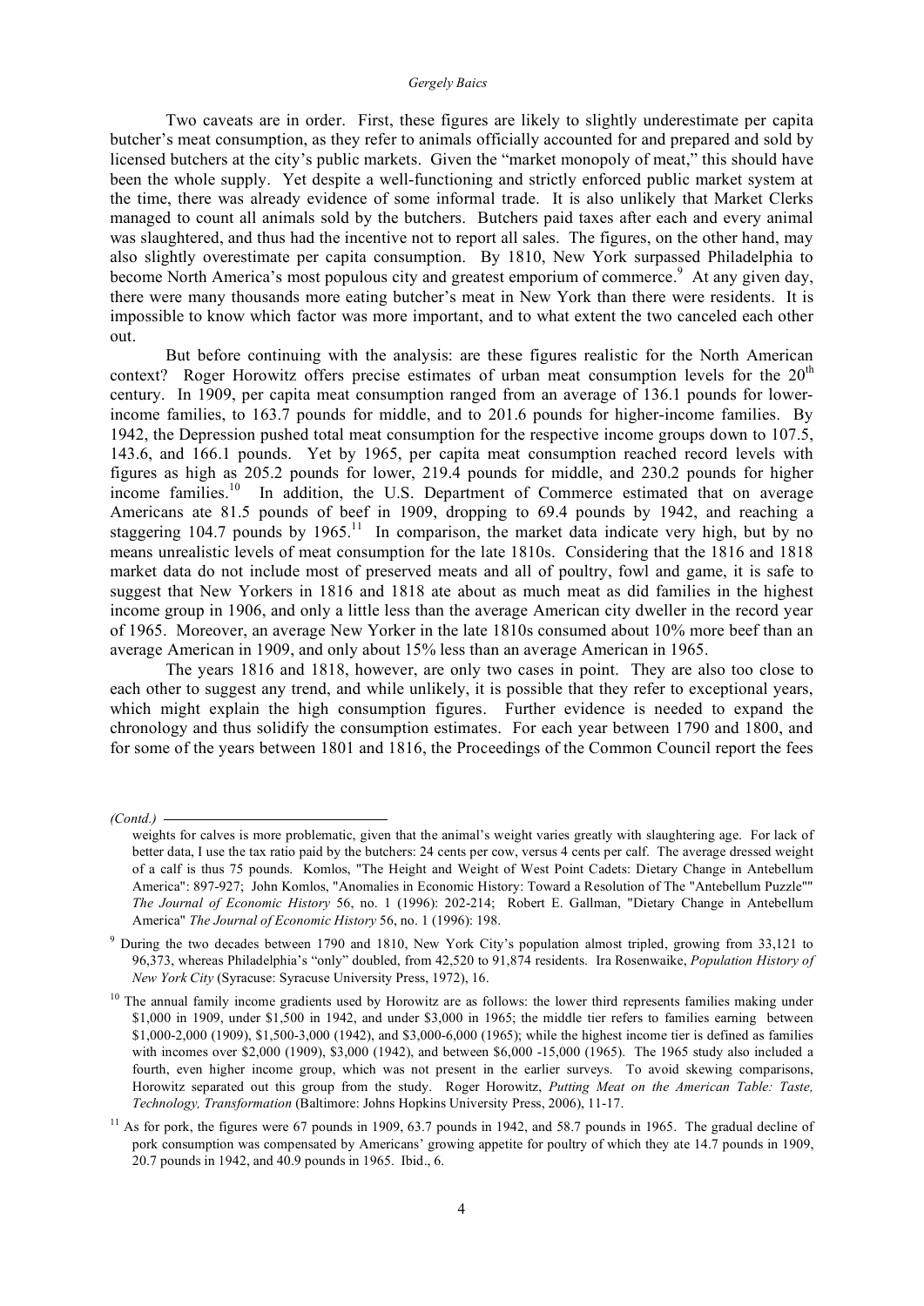Two caveats are in order. First, these figures are likely to slightly underestimate per capita butcher's meat consumption, as they refer to animals officially accounted for and prepared and sold by licensed butchers at the city's public markets. Given the "market monopoly of meat," this should have been the whole supply. Yet despite a well-functioning and strictly enforced public market system at the time, there was already evidence of some informal trade. It is also unlikely that Market Clerks managed to count all animals sold by the butchers. Butchers paid taxes after each and every animal was slaughtered, and thus had the incentive not to report all sales. The figures, on the other hand, may also slightly overestimate per capita consumption. By 1810, New York surpassed Philadelphia to become North America's most populous city and greatest emporium of commerce.[9] At any given day, there were many thousands more eating butcher's meat in New York than there were residents. It is impossible to know which factor was more important, and to what extent the two canceled each other out.

But before continuing with the analysis: are these figures realistic for the North American context? Roger Horowitz offers precise estimates of urban meat consumption levels for the 20th century. In 1909, per capita meat consumption ranged from an average of 136.1 pounds for lower-income families, to 163.7 pounds for middle, and to 201.6 pounds for higher-income families. By 1942, the Depression pushed total meat consumption for the respective income groups down to 107.5, 143.6, and 166.1 pounds. Yet by 1965, per capita meat consumption reached record levels with figures as high as 205.2 pounds for lower, 219.4 pounds for middle, and 230.2 pounds for higher income families.[10] In addition, the U.S. Department of Commerce estimated that on average Americans ate 81.5 pounds of beef in 1909, dropping to 69.4 pounds by 1942, and reaching a staggering 104.7 pounds by 1965.[11] In comparison, the market data indicate very high, but by no means unrealistic levels of meat consumption for the late 1810s. Considering that the 1816 and 1818 market data do not include most of preserved meats and all of poultry, fowl and game, it is safe to suggest that New Yorkers in 1816 and 1818 ate about as much meat as did families in the highest income group in 1906, and only a little less than the average American city dweller in the record year of 1965. Moreover, an average New Yorker in the late 1810s consumed about 10% more beef than an average American in 1909, and only about 15% less than an average American in 1965.

The years 1816 and 1818, however, are only two cases in point. They are also too close to each other to suggest any trend, and while unlikely, it is possible that they refer to exceptional years, which might explain the high consumption figures. Further evidence is needed to expand the chronology and thus solidify the consumption estimates. For each year between 1790 and 1800, and for some of the years between 1801 and 1816, the Proceedings of the Common Council report the fees

---

*(Contd.)*

weights for calves is more problematic, given that the animal's weight varies greatly with slaughtering age. For lack of better data, I use the tax ratio paid by the butchers: 24 cents per cow, versus 4 cents per calf. The average dressed weight of a calf is thus 75 pounds. Komlos, "The Height and Weight of West Point Cadets: Dietary Change in Antebellum America": 897-927; John Komlos, "Anomalies in Economic History: Toward a Resolution of The "Antebellum Puzzle"" *The Journal of Economic History* 56, no. 1 (1996): 202-214; Robert E. Gallman, "Dietary Change in Antebellum America" *The Journal of Economic History* 56, no. 1 (1996): 198.

[9] During the two decades between 1790 and 1810, New York City's population almost tripled, growing from 33,121 to 96,373, whereas Philadelphia's "only" doubled, from 42,520 to 91,874 residents. Ira Rosenwaike, *Population History of New York City* (Syracuse: Syracuse University Press, 1972), 16.

[10] The annual family income gradients used by Horowitz are as follows: the lower third represents families making under \$1,000 in 1909, under \$1,500 in 1942, and under \$3,000 in 1965; the middle tier refers to families earning between \$1,000-2,000 (1909), \$1,500-3,000 (1942), and \$3,000-6,000 (1965); while the highest income tier is defined as families with incomes over \$2,000 (1909), \$3,000 (1942), and between \$6,000 -15,000 (1965). The 1965 study also included a fourth, even higher income group, which was not present in the earlier surveys. To avoid skewing comparisons, Horowitz separated out this group from the study. Roger Horowitz, *Putting Meat on the American Table: Taste, Technology, Transformation* (Baltimore: Johns Hopkins University Press, 2006), 11-17.

[11] As for pork, the figures were 67 pounds in 1909, 63.7 pounds in 1942, and 58.7 pounds in 1965. The gradual decline of pork consumption was compensated by Americans' growing appetite for poultry of which they ate 14.7 pounds in 1909, 20.7 pounds in 1942, and 40.9 pounds in 1965. Ibid., 6.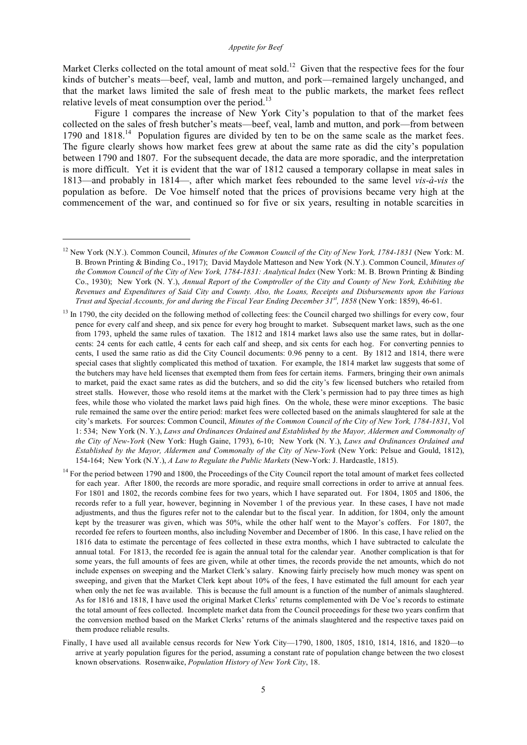Market Clerks collected on the total amount of meat sold.[12] Given that the respective fees for the four kinds of butcher's meats—beef, veal, lamb and mutton, and pork—remained largely unchanged, and that the market laws limited the sale of fresh meat to the public markets, the market fees reflect relative levels of meat consumption over the period.[13]

Figure 1 compares the increase of New York City's population to that of the market fees collected on the sales of fresh butcher's meats—beef, veal, lamb and mutton, and pork—from between 1790 and 1818.[14] Population figures are divided by ten to be on the same scale as the market fees. The figure clearly shows how market fees grew at about the same rate as did the city's population between 1790 and 1807. For the subsequent decade, the data are more sporadic, and the interpretation is more difficult. Yet it is evident that the war of 1812 caused a temporary collapse in meat sales in 1813—and probably in 1814—, after which market fees rebounded to the same level *vis-à-vis* the population as before. De Voe himself noted that the prices of provisions became very high at the commencement of the war, and continued so for five or six years, resulting in notable scarcities in

---

[12] New York (N.Y.). Common Council, *Minutes of the Common Council of the City of New York, 1784-1831* (New York: M. B. Brown Printing & Binding Co., 1917); David Maydole Matteson and New York (N.Y.). Common Council, *Minutes of the Common Council of the City of New York, 1784-1831: Analytical Index* (New York: M. B. Brown Printing & Binding Co., 1930); New York (N. Y.), *Annual Report of the Comptroller of the City and County of New York, Exhibiting the Revenues and Expenditures of Said City and County. Also, the Loans, Receipts and Disbursements upon the Various Trust and Special Accounts, for and during the Fiscal Year Ending December 31st, 1858* (New York: 1859), 46-61.

[13] In 1790, the city decided on the following method of collecting fees: the Council charged two shillings for every cow, four pence for every calf and sheep, and six pence for every hog brought to market. Subsequent market laws, such as the one from 1793, upheld the same rules of taxation. The 1812 and 1814 market laws also use the same rates, but in dollar-cents: 24 cents for each cattle, 4 cents for each calf and sheep, and six cents for each hog. For converting pennies to cents, I used the same ratio as did the City Council documents: 0.96 penny to a cent. By 1812 and 1814, there were special cases that slightly complicated this method of taxation. For example, the 1814 market law suggests that some of the butchers may have held licenses that exempted them from fees for certain items. Farmers, bringing their own animals to market, paid the exact same rates as did the butchers, and so did the city's few licensed butchers who retailed from street stalls. However, those who resold items at the market with the Clerk's permission had to pay three times as high fees, while those who violated the market laws paid high fines. On the whole, these were minor exceptions. The basic rule remained the same over the entire period: market fees were collected based on the animals slaughtered for sale at the city's markets. For sources: Common Council, *Minutes of the Common Council of the City of New York, 1784-1831*, Vol 1: 534; New York (N. Y.), *Laws and Ordinances Ordained and Established by the Mayor, Aldermen and Commonalty of the City of New-York* (New York: Hugh Gaine, 1793), 6-10; New York (N. Y.), *Laws and Ordinances Ordained and Established by the Mayor, Aldermen and Commonalty of the City of New-York* (New York: Pelsue and Gould, 1812), 154-164; New York (N.Y.), *A Law to Regulate the Public Markets* (New-York: J. Hardcastle, 1815).

[14] For the period between 1790 and 1800, the Proceedings of the City Council report the total amount of market fees collected for each year. After 1800, the records are more sporadic, and require small corrections in order to arrive at annual fees. For 1801 and 1802, the records combine fees for two years, which I have separated out. For 1804, 1805 and 1806, the records refer to a full year, however, beginning in November 1 of the previous year. In these cases, I have not made adjustments, and thus the figures refer not to the calendar but to the fiscal year. In addition, for 1804, only the amount kept by the treasurer was given, which was 50%, while the other half went to the Mayor's coffers. For 1807, the recorded fee refers to fourteen months, also including November and December of 1806. In this case, I have relied on the 1816 data to estimate the percentage of fees collected in these extra months, which I have subtracted to calculate the annual total. For 1813, the recorded fee is again the annual total for the calendar year. Another complication is that for some years, the full amounts of fees are given, while at other times, the records provide the net amounts, which do not include expenses on sweeping and the Market Clerk's salary. Knowing fairly precisely how much money was spent on sweeping, and given that the Market Clerk kept about 10% of the fees, I have estimated the full amount for each year when only the net fee was available. This is because the full amount is a function of the number of animals slaughtered. As for 1816 and 1818, I have used the original Market Clerks' returns complemented with De Voe's records to estimate the total amount of fees collected. Incomplete market data from the Council proceedings for these two years confirm that the conversion method based on the Market Clerks' returns of the animals slaughtered and the respective taxes paid on them produce reliable results.

Finally, I have used all available census records for New York City—1790, 1800, 1805, 1810, 1814, 1816, and 1820—to arrive at yearly population figures for the period, assuming a constant rate of population change between the two closest known observations. Rosenwaike, *Population History of New York City*, 18.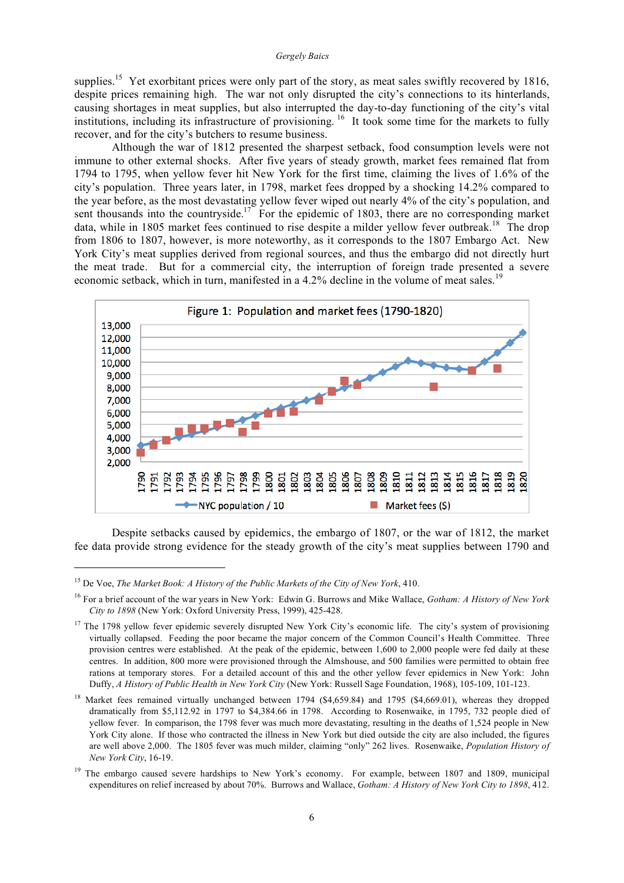supplies.[15] Yet exorbitant prices were only part of the story, as meat sales swiftly recovered by 1816, despite prices remaining high. The war not only disrupted the city's connections to its hinterlands, causing shortages in meat supplies, but also interrupted the day-to-day functioning of the city's vital institutions, including its infrastructure of provisioning.[16] It took some time for the markets to fully recover, and for the city's butchers to resume business.

Although the war of 1812 presented the sharpest setback, food consumption levels were not immune to other external shocks. After five years of steady growth, market fees remained flat from 1794 to 1795, when yellow fever hit New York for the first time, claiming the lives of 1.6% of the city's population. Three years later, in 1798, market fees dropped by a shocking 14.2% compared to the year before, as the most devastating yellow fever wiped out nearly 4% of the city's population, and sent thousands into the countryside.[17] For the epidemic of 1803, there are no corresponding market data, while in 1805 market fees continued to rise despite a milder yellow fever outbreak.[18] The drop from 1806 to 1807, however, is more noteworthy, as it corresponds to the 1807 Embargo Act. New York City's meat supplies derived from regional sources, and thus the embargo did not directly hurt the meat trade. But for a commercial city, the interruption of foreign trade presented a severe economic setback, which in turn, manifested in a 4.2% decline in the volume of meat sales.[19]

Figure 1: Population and market fees (1790-1820)

Despite setbacks caused by epidemics, the embargo of 1807, or the war of 1812, the market fee data provide strong evidence for the steady growth of the city's meat supplies between 1790 and

---

[15] De Voe, *The Market Book: A History of the Public Markets of the City of New York*, 410.

[16] For a brief account of the war years in New York: Edwin G. Burrows and Mike Wallace, *Gotham: A History of New York City to 1898* (New York: Oxford University Press, 1999), 425-428.

[17] The 1798 yellow fever epidemic severely disrupted New York City's economic life. The city's system of provisioning virtually collapsed. Feeding the poor became the major concern of the Common Council's Health Committee. Three provision centres were established. At the peak of the epidemic, between 1,600 to 2,000 people were fed daily at these centres. In addition, 800 more were provisioned through the Almshouse, and 500 families were permitted to obtain free rations at temporary stores. For a detailed account of this and the other yellow fever epidemics in New York: John Duffy, *A History of Public Health in New York City* (New York: Russell Sage Foundation, 1968), 105-109, 101-123.

[18] Market fees remained virtually unchanged between 1794 ($4,659.84) and 1795 ($4,669.01), whereas they dropped dramatically from $5,112.92 in 1797 to $4,384.66 in 1798. According to Rosenwaike, in 1795, 732 people died of yellow fever. In comparison, the 1798 fever was much more devastating, resulting in the deaths of 1,524 people in New York City alone. If those who contracted the illness in New York but died outside the city are also included, the figures are well above 2,000. The 1805 fever was much milder, claiming "only" 262 lives. Rosenwaike, *Population History of New York City*, 16-19.

[19] The embargo caused severe hardships to New York's economy. For example, between 1807 and 1809, municipal expenditures on relief increased by about 70%. Burrows and Wallace, *Gotham: A History of New York City to 1898*, 412.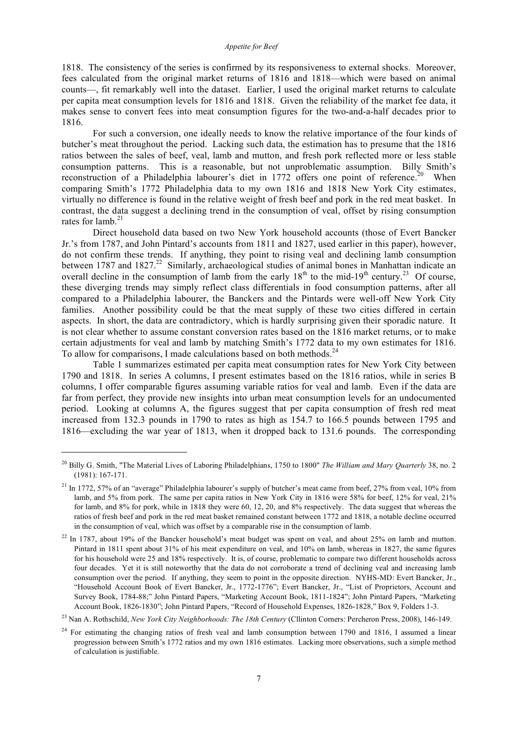1818. The consistency of the series is confirmed by its responsiveness to external shocks. Moreover, fees calculated from the original market returns of 1816 and 1818—which were based on animal counts—, fit remarkably well into the dataset. Earlier, I used the original market returns to calculate per capita meat consumption levels for 1816 and 1818. Given the reliability of the market fee data, it makes sense to convert fees into meat consumption figures for the two-and-a-half decades prior to 1816.

For such a conversion, one ideally needs to know the relative importance of the four kinds of butcher's meat throughout the period. Lacking such data, the estimation has to presume that the 1816 ratios between the sales of beef, veal, lamb and mutton, and fresh pork reflected more or less stable consumption patterns. This is a reasonable, but not unproblematic assumption. Billy Smith's reconstruction of a Philadelphia labourer's diet in 1772 offers one point of reference.[20] When comparing Smith's 1772 Philadelphia data to my own 1816 and 1818 New York City estimates, virtually no difference is found in the relative weight of fresh beef and pork in the red meat basket. In contrast, the data suggest a declining trend in the consumption of veal, offset by rising consumption rates for lamb.[21]

Direct household data based on two New York household accounts (those of Evert Bancker Jr.'s from 1787, and John Pintard's accounts from 1811 and 1827, used earlier in this paper), however, do not confirm these trends. If anything, they point to rising veal and declining lamb consumption between 1787 and 1827.[22] Similarly, archaeological studies of animal bones in Manhattan indicate an overall decline in the consumption of lamb from the early 18th to the mid-19th century.[23] Of course, these diverging trends may simply reflect class differentials in food consumption patterns, after all compared to a Philadelphia labourer, the Banckers and the Pintards were well-off New York City families. Another possibility could be that the meat supply of these two cities differed in certain aspects. In short, the data are contradictory, which is hardly surprising given their sporadic nature. It is not clear whether to assume constant conversion rates based on the 1816 market returns, or to make certain adjustments for veal and lamb by matching Smith's 1772 data to my own estimates for 1816. To allow for comparisons, I made calculations based on both methods.[24]

Table 1 summarizes estimated per capita meat consumption rates for New York City between 1790 and 1818. In series A columns, I present estimates based on the 1816 ratios, while in series B columns, I offer comparable figures assuming variable ratios for veal and lamb. Even if the data are far from perfect, they provide new insights into urban meat consumption levels for an undocumented period. Looking at columns A, the figures suggest that per capita consumption of fresh red meat increased from 132.3 pounds in 1790 to rates as high as 154.7 to 166.5 pounds between 1795 and 1816—excluding the war year of 1813, when it dropped back to 131.6 pounds. The corresponding

---

[20] Billy G. Smith, "The Material Lives of Laboring Philadelphians, 1750 to 1800" *The William and Mary Quarterly* 38, no. 2 (1981): 167-171.

[21] In 1772, 57% of an "average" Philadelphia labourer's supply of butcher's meat came from beef, 27% from veal, 10% from lamb, and 5% from pork. The same per capita ratios in New York City in 1816 were 58% for beef, 12% for veal, 21% for lamb, and 8% for pork, while in 1818 they were 60, 12, 20, and 8% respectively. The data suggest that whereas the ratios of fresh beef and pork in the red meat basket remained constant between 1772 and 1818, a notable decline occurred in the consumption of veal, which was offset by a comparable rise in the consumption of lamb.

[22] In 1787, about 19% of the Bancker household's meat budget was spent on veal, and about 25% on lamb and mutton. Pintard in 1811 spent about 31% of his meat expenditure on veal, and 10% on lamb, whereas in 1827, the same figures for his household were 25 and 18% respectively. It is, of course, problematic to compare two different households across four decades. Yet it is still noteworthy that the data do not corroborate a trend of declining veal and increasing lamb consumption over the period. If anything, they seem to point in the opposite direction. NYHS-MD: Evert Bancker, Jr., "Household Account Book of Evert Bancker, Jr., 1772-1776"; Evert Bancker, Jr., "List of Proprietors, Account and Survey Book, 1784-88;" John Pintard Papers, "Marketing Account Book, 1811-1824"; John Pintard Papers, "Marketing Account Book, 1826-1830"; John Pintard Papers, "Record of Household Expenses, 1826-1828," Box 9, Folders 1-3.

[23] Nan A. Rothschild, *New York City Neighborhoods: The 18th Century* (Cllinton Corners: Percheron Press, 2008), 146-149.

[24] For estimating the changing ratios of fresh veal and lamb consumption between 1790 and 1816, I assumed a linear progression between Smith's 1772 ratios and my own 1816 estimates. Lacking more observations, such a simple method of calculation is justifiable.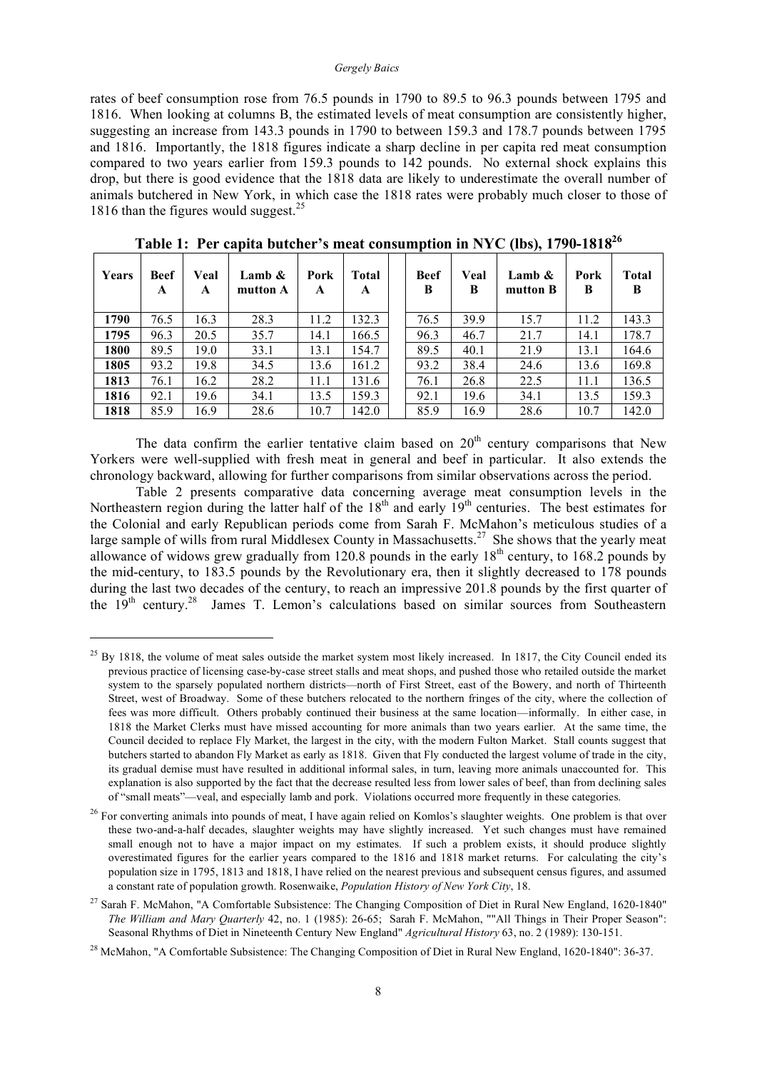rates of beef consumption rose from 76.5 pounds in 1790 to 89.5 to 96.3 pounds between 1795 and 1816. When looking at columns B, the estimated levels of meat consumption are consistently higher, suggesting an increase from 143.3 pounds in 1790 to between 159.3 and 178.7 pounds between 1795 and 1816. Importantly, the 1818 figures indicate a sharp decline in per capita red meat consumption compared to two years earlier from 159.3 pounds to 142 pounds. No external shock explains this drop, but there is good evidence that the 1818 data are likely to underestimate the overall number of animals butchered in New York, in which case the 1818 rates were probably much closer to those of 1816 than the figures would suggest.[25]

**Table 1: Per capita butcher's meat consumption in NYC (lbs), 1790-1818**[26]

| Years | Beef A | Veal A | Lamb & mutton A | Pork A | Total A | | Beef B | Veal B | Lamb & mutton B | Pork B | Total B |
|---|---|---|---|---|---|---|---|---|---|---|---|
| **1790** | 76.5 | 16.3 | 28.3 | 11.2 | 132.3 | | 76.5 | 39.9 | 15.7 | 11.2 | 143.3 |
| **1795** | 96.3 | 20.5 | 35.7 | 14.1 | 166.5 | | 96.3 | 46.7 | 21.7 | 14.1 | 178.7 |
| **1800** | 89.5 | 19.0 | 33.1 | 13.1 | 154.7 | | 89.5 | 40.1 | 21.9 | 13.1 | 164.6 |
| **1805** | 93.2 | 19.8 | 34.5 | 13.6 | 161.2 | | 93.2 | 38.4 | 24.6 | 13.6 | 169.8 |
| **1813** | 76.1 | 16.2 | 28.2 | 11.1 | 131.6 | | 76.1 | 26.8 | 22.5 | 11.1 | 136.5 |
| **1816** | 92.1 | 19.6 | 34.1 | 13.5 | 159.3 | | 92.1 | 19.6 | 34.1 | 13.5 | 159.3 |
| **1818** | 85.9 | 16.9 | 28.6 | 10.7 | 142.0 | | 85.9 | 16.9 | 28.6 | 10.7 | 142.0 |

The data confirm the earlier tentative claim based on 20th century comparisons that New Yorkers were well-supplied with fresh meat in general and beef in particular. It also extends the chronology backward, allowing for further comparisons from similar observations across the period.

Table 2 presents comparative data concerning average meat consumption levels in the Northeastern region during the latter half of the 18th and early 19th centuries. The best estimates for the Colonial and early Republican periods come from Sarah F. McMahon's meticulous studies of a large sample of wills from rural Middlesex County in Massachusetts.[27] She shows that the yearly meat allowance of widows grew gradually from 120.8 pounds in the early 18th century, to 168.2 pounds by the mid-century, to 183.5 pounds by the Revolutionary era, then it slightly decreased to 178 pounds during the last two decades of the century, to reach an impressive 201.8 pounds by the first quarter of the 19th century.[28] James T. Lemon's calculations based on similar sources from Southeastern

---

[25] By 1818, the volume of meat sales outside the market system most likely increased. In 1817, the City Council ended its previous practice of licensing case-by-case street stalls and meat shops, and pushed those who retailed outside the market system to the sparsely populated northern districts—north of First Street, east of the Bowery, and north of Thirteenth Street, west of Broadway. Some of these butchers relocated to the northern fringes of the city, where the collection of fees was more difficult. Others probably continued their business at the same location—informally. In either case, in 1818 the Market Clerks must have missed accounting for more animals than two years earlier. At the same time, the Council decided to replace Fly Market, the largest in the city, with the modern Fulton Market. Stall counts suggest that butchers started to abandon Fly Market as early as 1818. Given that Fly conducted the largest volume of trade in the city, its gradual demise must have resulted in additional informal sales, in turn, leaving more animals unaccounted for. This explanation is also supported by the fact that the decrease resulted less from lower sales of beef, than from declining sales of "small meats"—veal, and especially lamb and pork. Violations occurred more frequently in these categories.

[26] For converting animals into pounds of meat, I have again relied on Komlos's slaughter weights. One problem is that over these two-and-a-half decades, slaughter weights may have slightly increased. Yet such changes must have remained small enough not to have a major impact on my estimates. If such a problem exists, it should produce slightly overestimated figures for the earlier years compared to the 1816 and 1818 market returns. For calculating the city's population size in 1795, 1813 and 1818, I have relied on the nearest previous and subsequent census figures, and assumed a constant rate of population growth. Rosenwaike, *Population History of New York City*, 18.

[27] Sarah F. McMahon, "A Comfortable Subsistence: The Changing Composition of Diet in Rural New England, 1620-1840" *The William and Mary Quarterly* 42, no. 1 (1985): 26-65; Sarah F. McMahon, ""All Things in Their Proper Season": Seasonal Rhythms of Diet in Nineteenth Century New England" *Agricultural History* 63, no. 2 (1989): 130-151.

[28] McMahon, "A Comfortable Subsistence: The Changing Composition of Diet in Rural New England, 1620-1840": 36-37.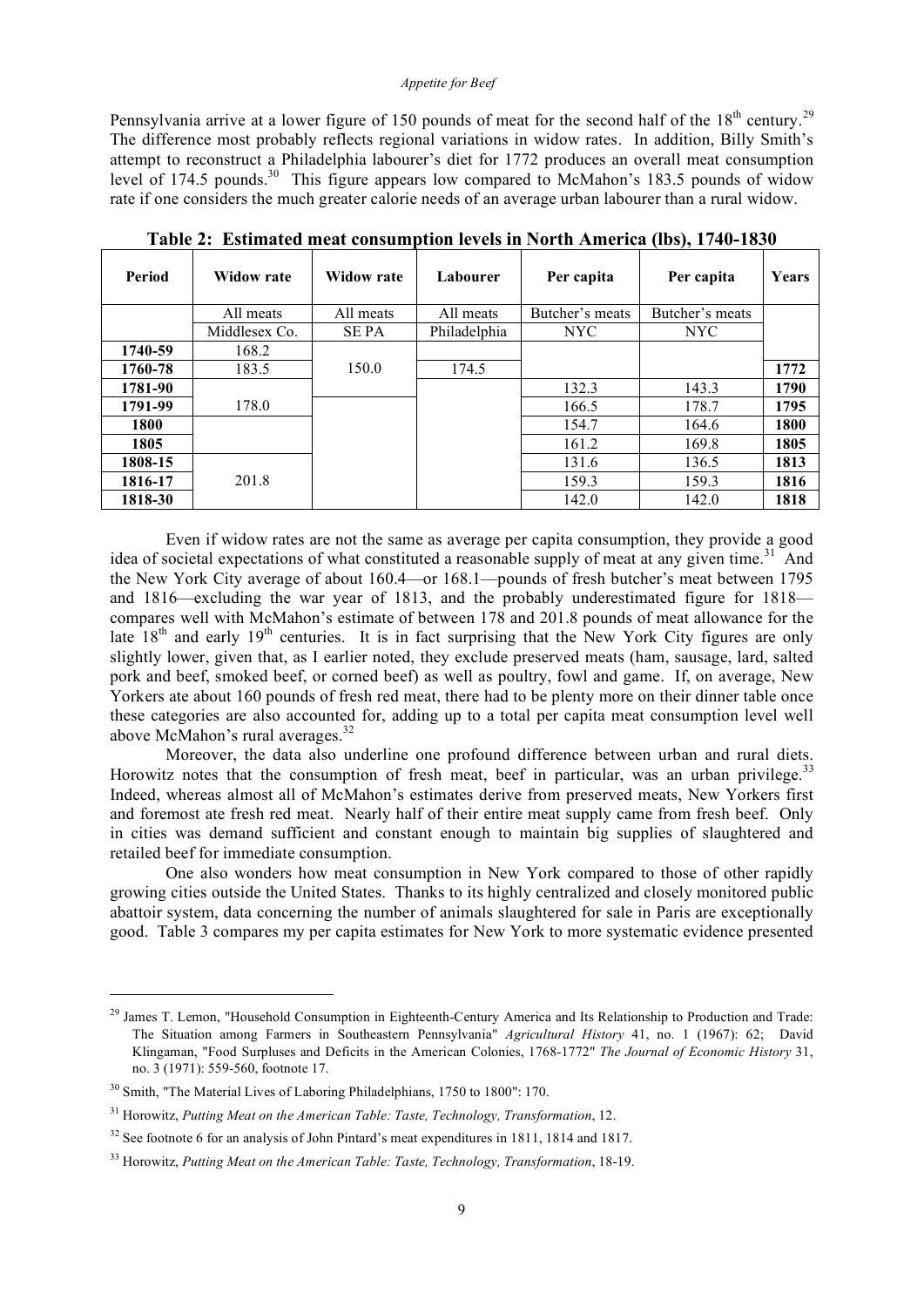Pennsylvania arrive at a lower figure of 150 pounds of meat for the second half of the 18th century.[29] The difference most probably reflects regional variations in widow rates. In addition, Billy Smith's attempt to reconstruct a Philadelphia labourer's diet for 1772 produces an overall meat consumption level of 174.5 pounds.[30] This figure appears low compared to McMahon's 183.5 pounds of widow rate if one considers the much greater calorie needs of an average urban labourer than a rural widow.

**Table 2: Estimated meat consumption levels in North America (lbs), 1740-1830**

| Period | Widow rate | Widow rate | Labourer | Per capita | Per capita | Years |
|---|---|---|---|---|---|---|
| | All meats | All meats | All meats | Butcher's meats | Butcher's meats | |
| | Middlesex Co. | SE PA | Philadelphia | NYC | NYC | |
| **1740-59** | 168.2 | | | | | |
| **1760-78** | 183.5 | 150.0 | 174.5 | | | **1772** |
| **1781-90** | | | | 132.3 | 143.3 | **1790** |
| **1791-99** | 178.0 | | | 166.5 | 178.7 | **1795** |
| **1800** | | | | 154.7 | 164.6 | **1800** |
| **1805** | | | | 161.2 | 169.8 | **1805** |
| **1808-15** | | | | 131.6 | 136.5 | **1813** |
| **1816-17** | 201.8 | | | 159.3 | 159.3 | **1816** |
| **1818-30** | | | | 142.0 | 142.0 | **1818** |

Even if widow rates are not the same as average per capita consumption, they provide a good idea of societal expectations of what constituted a reasonable supply of meat at any given time.[31] And the New York City average of about 160.4—or 168.1—pounds of fresh butcher's meat between 1795 and 1816—excluding the war year of 1813, and the probably underestimated figure for 1818—compares well with McMahon's estimate of between 178 and 201.8 pounds of meat allowance for the late 18th and early 19th centuries. It is in fact surprising that the New York City figures are only slightly lower, given that, as I earlier noted, they exclude preserved meats (ham, sausage, lard, salted pork and beef, smoked beef, or corned beef) as well as poultry, fowl and game. If, on average, New Yorkers ate about 160 pounds of fresh red meat, there had to be plenty more on their dinner table once these categories are also accounted for, adding up to a total per capita meat consumption level well above McMahon's rural averages.[32]

Moreover, the data also underline one profound difference between urban and rural diets. Horowitz notes that the consumption of fresh meat, beef in particular, was an urban privilege.[33] Indeed, whereas almost all of McMahon's estimates derive from preserved meats, New Yorkers first and foremost ate fresh red meat. Nearly half of their entire meat supply came from fresh beef. Only in cities was demand sufficient and constant enough to maintain big supplies of slaughtered and retailed beef for immediate consumption.

One also wonders how meat consumption in New York compared to those of other rapidly growing cities outside the United States. Thanks to its highly centralized and closely monitored public abattoir system, data concerning the number of animals slaughtered for sale in Paris are exceptionally good. Table 3 compares my per capita estimates for New York to more systematic evidence presented

---

[29] James T. Lemon, "Household Consumption in Eighteenth-Century America and Its Relationship to Production and Trade: The Situation among Farmers in Southeastern Pennsylvania" *Agricultural History* 41, no. 1 (1967): 62; David Klingaman, "Food Surpluses and Deficits in the American Colonies, 1768-1772" *The Journal of Economic History* 31, no. 3 (1971): 559-560, footnote 17.

[30] Smith, "The Material Lives of Laboring Philadelphians, 1750 to 1800": 170.

[31] Horowitz, *Putting Meat on the American Table: Taste, Technology, Transformation*, 12.

[32] See footnote 6 for an analysis of John Pintard's meat expenditures in 1811, 1814 and 1817.

[33] Horowitz, *Putting Meat on the American Table: Taste, Technology, Transformation*, 18-19.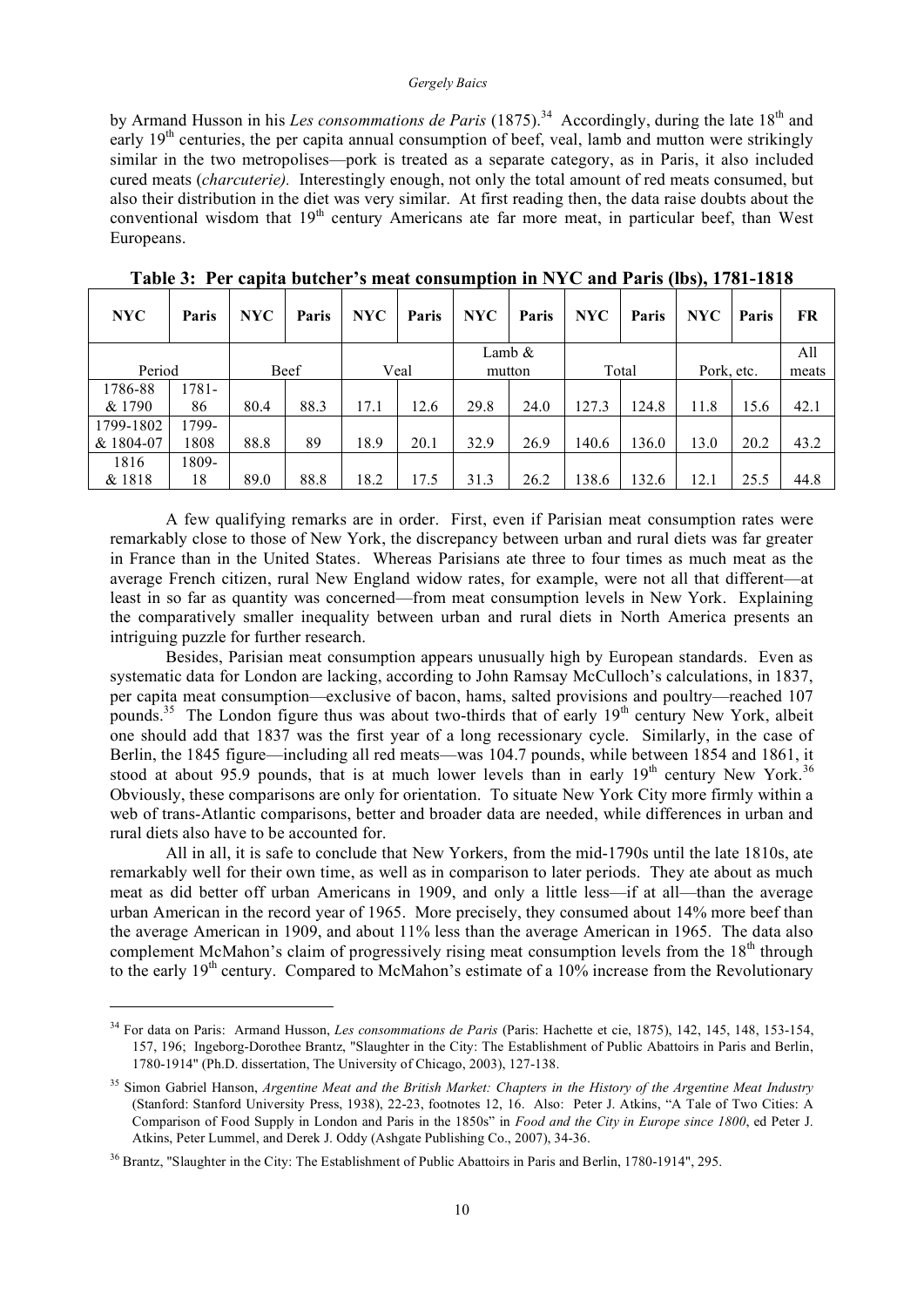by Armand Husson in his *Les consommations de Paris* (1875).[34] Accordingly, during the late 18th and early 19th centuries, the per capita annual consumption of beef, veal, lamb and mutton were strikingly similar in the two metropolises—pork is treated as a separate category, as in Paris, it also included cured meats (*charcuterie).* Interestingly enough, not only the total amount of red meats consumed, but also their distribution in the diet was very similar. At first reading then, the data raise doubts about the conventional wisdom that 19th century Americans ate far more meat, in particular beef, than West Europeans.

**Table 3: Per capita butcher's meat consumption in NYC and Paris (lbs), 1781-1818**

| NYC | Paris | NYC | Paris | NYC | Paris | NYC | Paris | NYC | Paris | NYC | Paris | FR |
|---|---|---|---|---|---|---|---|---|---|---|---|---|
| Period | | Beef | | Veal | | Lamb & mutton | | Total | | Pork, etc. | | All meats |
| 1786-88 & 1790 | 1781-86 | 80.4 | 88.3 | 17.1 | 12.6 | 29.8 | 24.0 | 127.3 | 124.8 | 11.8 | 15.6 | 42.1 |
| 1799-1802 & 1804-07 | 1799-1808 | 88.8 | 89 | 18.9 | 20.1 | 32.9 | 26.9 | 140.6 | 136.0 | 13.0 | 20.2 | 43.2 |
| 1816 & 1818 | 1809-18 | 89.0 | 88.8 | 18.2 | 17.5 | 31.3 | 26.2 | 138.6 | 132.6 | 12.1 | 25.5 | 44.8 |

A few qualifying remarks are in order. First, even if Parisian meat consumption rates were remarkably close to those of New York, the discrepancy between urban and rural diets was far greater in France than in the United States. Whereas Parisians ate three to four times as much meat as the average French citizen, rural New England widow rates, for example, were not all that different—at least in so far as quantity was concerned—from meat consumption levels in New York. Explaining the comparatively smaller inequality between urban and rural diets in North America presents an intriguing puzzle for further research.

Besides, Parisian meat consumption appears unusually high by European standards. Even as systematic data for London are lacking, according to John Ramsay McCulloch's calculations, in 1837, per capita meat consumption—exclusive of bacon, hams, salted provisions and poultry—reached 107 pounds.[35] The London figure thus was about two-thirds that of early 19th century New York, albeit one should add that 1837 was the first year of a long recessionary cycle. Similarly, in the case of Berlin, the 1845 figure—including all red meats—was 104.7 pounds, while between 1854 and 1861, it stood at about 95.9 pounds, that is at much lower levels than in early 19th century New York.[36] Obviously, these comparisons are only for orientation. To situate New York City more firmly within a web of trans-Atlantic comparisons, better and broader data are needed, while differences in urban and rural diets also have to be accounted for.

All in all, it is safe to conclude that New Yorkers, from the mid-1790s until the late 1810s, ate remarkably well for their own time, as well as in comparison to later periods. They ate about as much meat as did better off urban Americans in 1909, and only a little less—if at all—than the average urban American in the record year of 1965. More precisely, they consumed about 14% more beef than the average American in 1909, and about 11% less than the average American in 1965. The data also complement McMahon's claim of progressively rising meat consumption levels from the 18th through to the early 19th century. Compared to McMahon's estimate of a 10% increase from the Revolutionary

---

[34] For data on Paris: Armand Husson, *Les consommations de Paris* (Paris: Hachette et cie, 1875), 142, 145, 148, 153-154, 157, 196; Ingeborg-Dorothee Brantz, "Slaughter in the City: The Establishment of Public Abattoirs in Paris and Berlin, 1780-1914" (Ph.D. dissertation, The University of Chicago, 2003), 127-138.

[35] Simon Gabriel Hanson, *Argentine Meat and the British Market: Chapters in the History of the Argentine Meat Industry* (Stanford: Stanford University Press, 1938), 22-23, footnotes 12, 16. Also: Peter J. Atkins, "A Tale of Two Cities: A Comparison of Food Supply in London and Paris in the 1850s" in *Food and the City in Europe since 1800*, ed Peter J. Atkins, Peter Lummel, and Derek J. Oddy (Ashgate Publishing Co., 2007), 34-36.

[36] Brantz, "Slaughter in the City: The Establishment of Public Abattoirs in Paris and Berlin, 1780-1914", 295.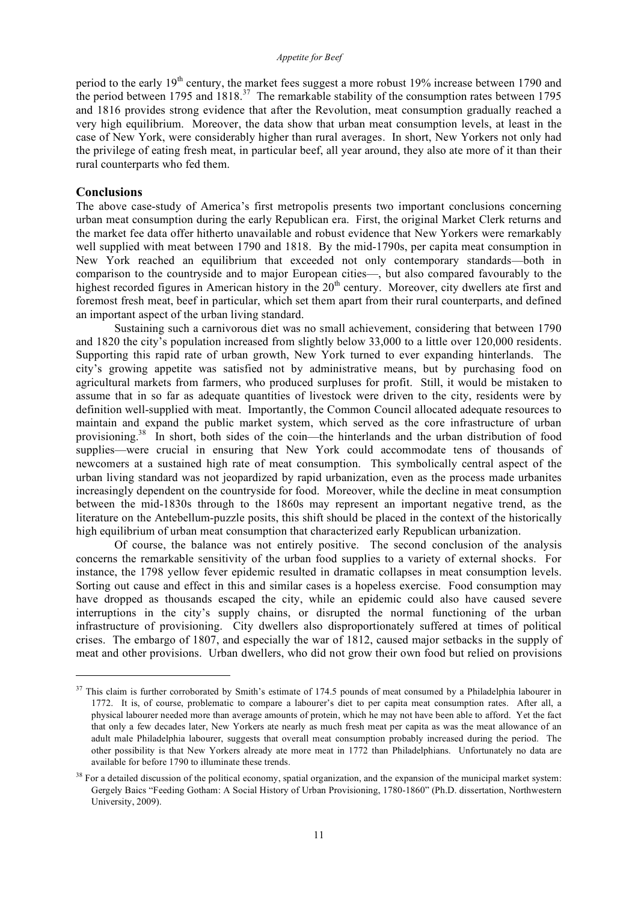period to the early 19th century, the market fees suggest a more robust 19% increase between 1790 and the period between 1795 and 1818.[37] The remarkable stability of the consumption rates between 1795 and 1816 provides strong evidence that after the Revolution, meat consumption gradually reached a very high equilibrium. Moreover, the data show that urban meat consumption levels, at least in the case of New York, were considerably higher than rural averages. In short, New Yorkers not only had the privilege of eating fresh meat, in particular beef, all year around, they also ate more of it than their rural counterparts who fed them.

## Conclusions

The above case-study of America's first metropolis presents two important conclusions concerning urban meat consumption during the early Republican era. First, the original Market Clerk returns and the market fee data offer hitherto unavailable and robust evidence that New Yorkers were remarkably well supplied with meat between 1790 and 1818. By the mid-1790s, per capita meat consumption in New York reached an equilibrium that exceeded not only contemporary standards—both in comparison to the countryside and to major European cities—, but also compared favourably to the highest recorded figures in American history in the 20th century. Moreover, city dwellers ate first and foremost fresh meat, beef in particular, which set them apart from their rural counterparts, and defined an important aspect of the urban living standard.

Sustaining such a carnivorous diet was no small achievement, considering that between 1790 and 1820 the city's population increased from slightly below 33,000 to a little over 120,000 residents. Supporting this rapid rate of urban growth, New York turned to ever expanding hinterlands. The city's growing appetite was satisfied not by administrative means, but by purchasing food on agricultural markets from farmers, who produced surpluses for profit. Still, it would be mistaken to assume that in so far as adequate quantities of livestock were driven to the city, residents were by definition well-supplied with meat. Importantly, the Common Council allocated adequate resources to maintain and expand the public market system, which served as the core infrastructure of urban provisioning.[38] In short, both sides of the coin—the hinterlands and the urban distribution of food supplies—were crucial in ensuring that New York could accommodate tens of thousands of newcomers at a sustained high rate of meat consumption. This symbolically central aspect of the urban living standard was not jeopardized by rapid urbanization, even as the process made urbanites increasingly dependent on the countryside for food. Moreover, while the decline in meat consumption between the mid-1830s through to the 1860s may represent an important negative trend, as the literature on the Antebellum-puzzle posits, this shift should be placed in the context of the historically high equilibrium of urban meat consumption that characterized early Republican urbanization.

Of course, the balance was not entirely positive. The second conclusion of the analysis concerns the remarkable sensitivity of the urban food supplies to a variety of external shocks. For instance, the 1798 yellow fever epidemic resulted in dramatic collapses in meat consumption levels. Sorting out cause and effect in this and similar cases is a hopeless exercise. Food consumption may have dropped as thousands escaped the city, while an epidemic could also have caused severe interruptions in the city's supply chains, or disrupted the normal functioning of the urban infrastructure of provisioning. City dwellers also disproportionately suffered at times of political crises. The embargo of 1807, and especially the war of 1812, caused major setbacks in the supply of meat and other provisions. Urban dwellers, who did not grow their own food but relied on provisions

---

[37] This claim is further corroborated by Smith's estimate of 174.5 pounds of meat consumed by a Philadelphia labourer in 1772. It is, of course, problematic to compare a labourer's diet to per capita meat consumption rates. After all, a physical labourer needed more than average amounts of protein, which he may not have been able to afford. Yet the fact that only a few decades later, New Yorkers ate nearly as much fresh meat per capita as was the meat allowance of an adult male Philadelphia labourer, suggests that overall meat consumption probably increased during the period. The other possibility is that New Yorkers already ate more meat in 1772 than Philadelphians. Unfortunately no data are available for before 1790 to illuminate these trends.

[38] For a detailed discussion of the political economy, spatial organization, and the expansion of the municipal market system: Gergely Baics "Feeding Gotham: A Social History of Urban Provisioning, 1780-1860" (Ph.D. dissertation, Northwestern University, 2009).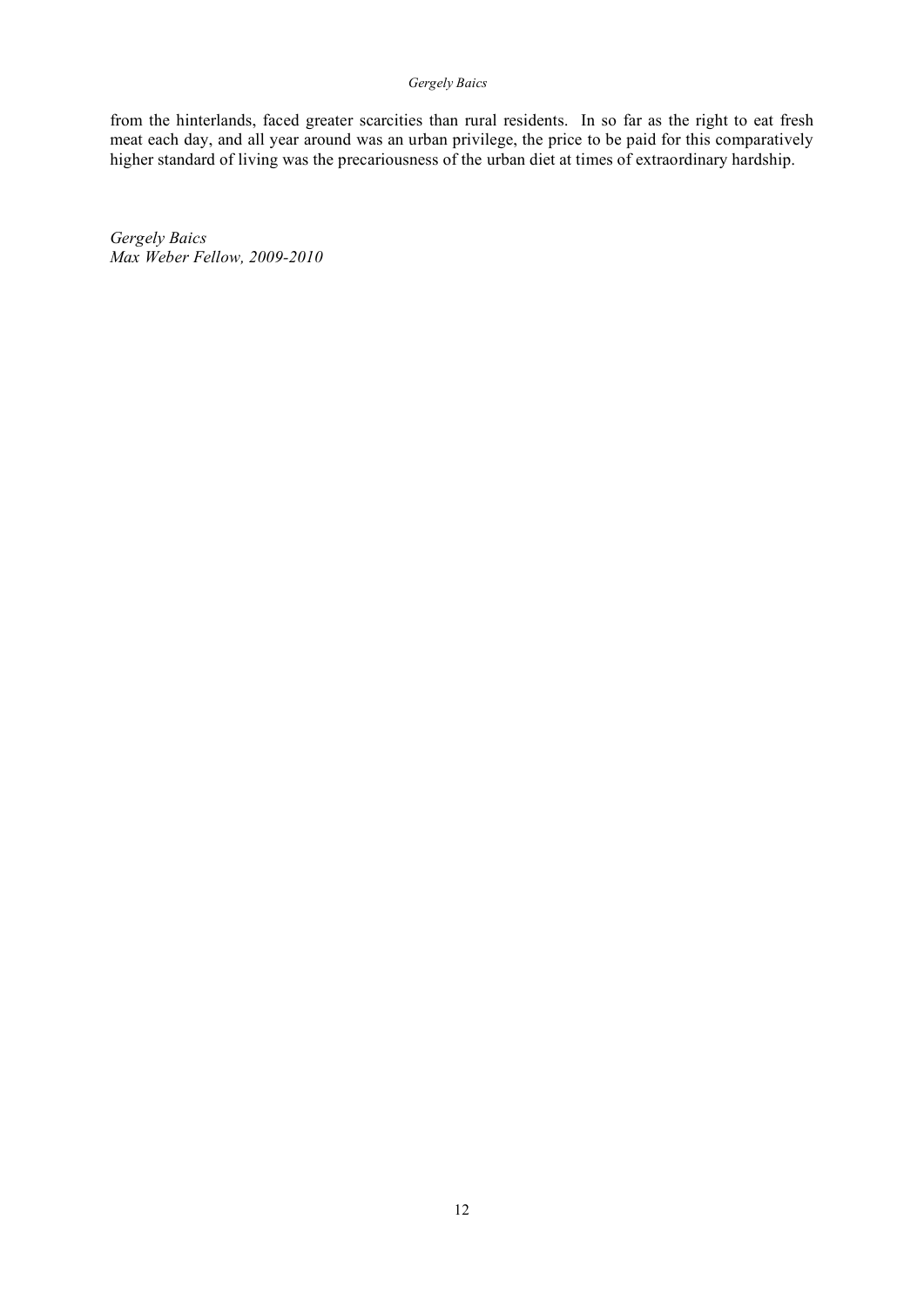from the hinterlands, faced greater scarcities than rural residents. In so far as the right to eat fresh meat each day, and all year around was an urban privilege, the price to be paid for this comparatively higher standard of living was the precariousness of the urban diet at times of extraordinary hardship.

*Gergely Baics*
*Max Weber Fellow, 2009-2010*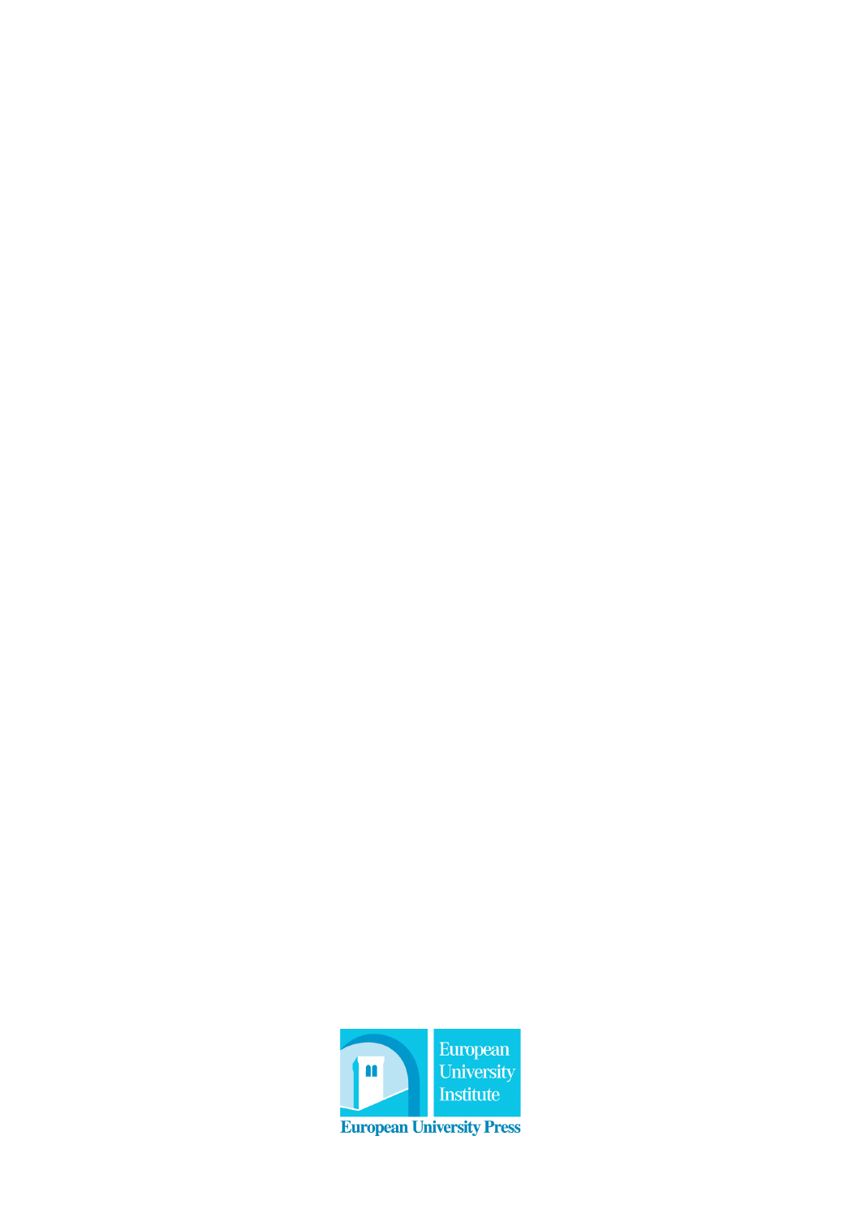European
University
Institute

European University Press